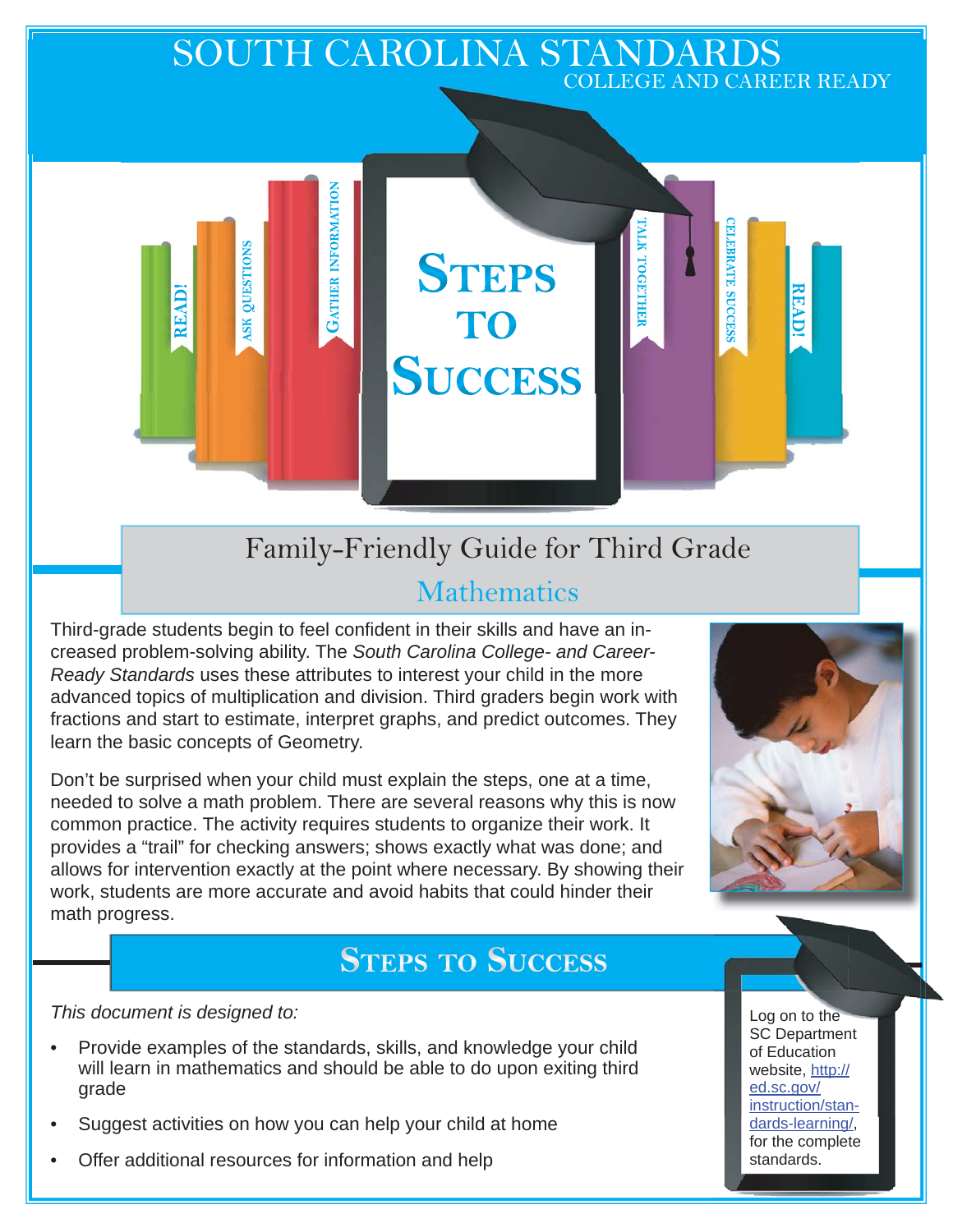# SOUTH CAROLINA STANDARDS

COLLEGE AND CAREER READY

READ! ASK QUESTIONS GATHER INFORMATION

# STEPS TO SUCCESS

TALK TOGETHER CELEBRATE SUCCESS READ!

## Family-Friendly Guide for Third Grade

### Mathematics

Third-grade students begin to feel confident in their skills and have an increased problem-solving ability. The *South Carolina College- and Career-Ready Standards* uses these attributes to interest your child in the more advanced topics of multiplication and division. Third graders begin work with fractions and start to estimate, interpret graphs, and predict outcomes. They learn the basic concepts of Geometry.

Don't be surprised when your child must explain the steps, one at a time, needed to solve a math problem. There are several reasons why this is now common practice. The activity requires students to organize their work. It provides a "trail" for checking answers; shows exactly what was done; and allows for intervention exactly at the point where necessary. By showing their work, students are more accurate and avoid habits that could hinder their math progress.

## STEPS TO SUCCESS

*This document is designed to:*

- Provide examples of the standards, skills, and knowledge your child will learn in mathematics and should be able to do upon exiting third grade
- Suggest activities on how you can help your child at home
- Offer additional resources for information and help

Log on to the SC Department of Education website, http://ed.sc.gov/instruction/standards-learning/, for the complete standards.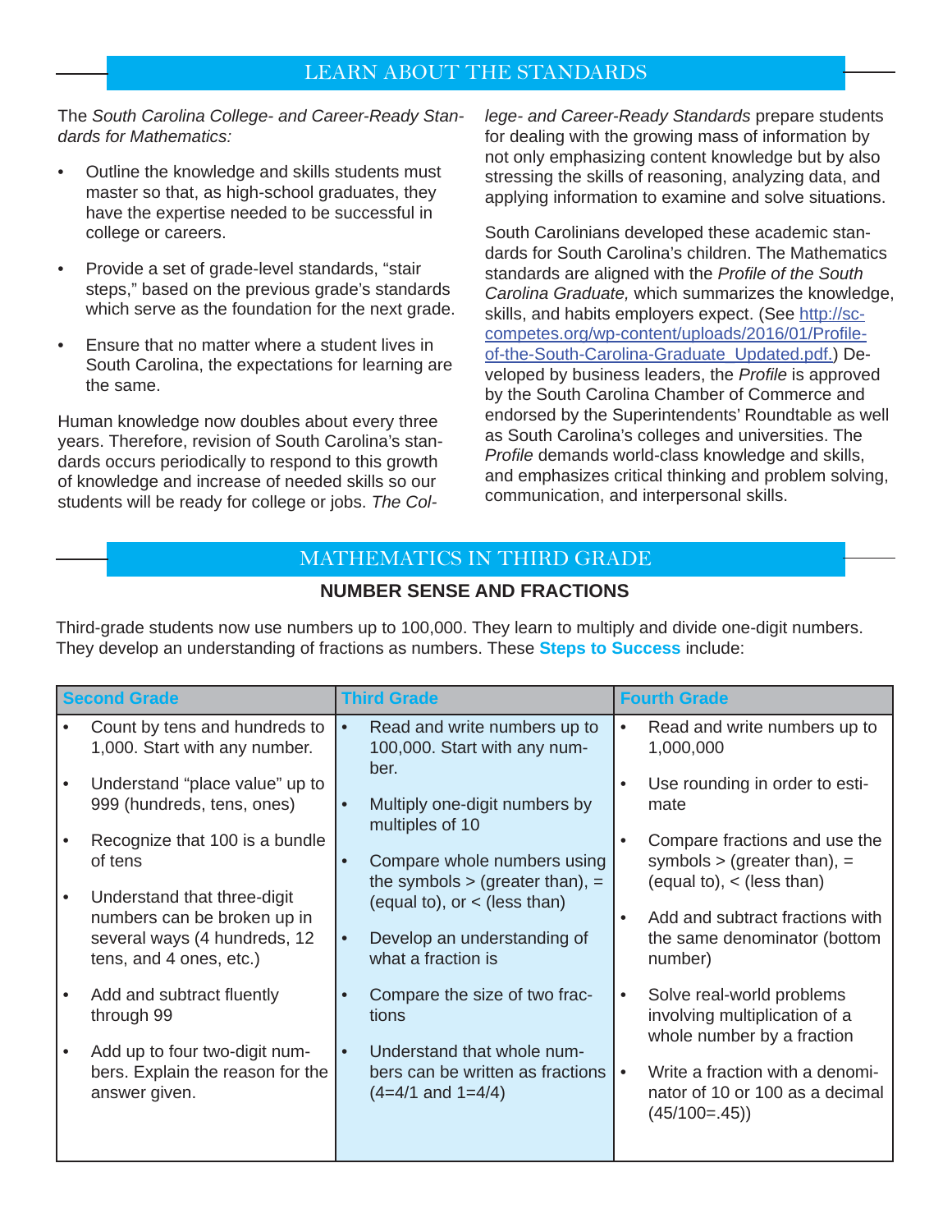## LEARN ABOUT THE STANDARDS

The *South Carolina College- and Career-Ready Standards for Mathematics:*

- Outline the knowledge and skills students must master so that, as high-school graduates, they have the expertise needed to be successful in college or careers.
- Provide a set of grade-level standards, "stair steps," based on the previous grade's standards which serve as the foundation for the next grade.
- Ensure that no matter where a student lives in South Carolina, the expectations for learning are the same.

Human knowledge now doubles about every three years. Therefore, revision of South Carolina's standards occurs periodically to respond to this growth of knowledge and increase of needed skills so our students will be ready for college or jobs. *The College- and Career-Ready Standards* prepare students for dealing with the growing mass of information by not only emphasizing content knowledge but by also stressing the skills of reasoning, analyzing data, and applying information to examine and solve situations.

South Carolinians developed these academic standards for South Carolina's children. The Mathematics standards are aligned with the *Profile of the South Carolina Graduate,* which summarizes the knowledge, skills, and habits employers expect. (See http://sccompetes.org/wp-content/uploads/2016/01/Profile-of-the-South-Carolina-Graduate_Updated.pdf.) Developed by business leaders, the *Profile* is approved by the South Carolina Chamber of Commerce and endorsed by the Superintendents' Roundtable as well as South Carolina's colleges and universities. The *Profile* demands world-class knowledge and skills, and emphasizes critical thinking and problem solving, communication, and interpersonal skills.

## MATHEMATICS IN THIRD GRADE

### NUMBER SENSE AND FRACTIONS

Third-grade students now use numbers up to 100,000. They learn to multiply and divide one-digit numbers. They develop an understanding of fractions as numbers. These **Steps to Success** include:

| Second Grade | Third Grade | Fourth Grade |
|---|---|---|
| • Count by tens and hundreds to 1,000. Start with any number.<br>• Understand "place value" up to 999 (hundreds, tens, ones)<br>• Recognize that 100 is a bundle of tens<br>• Understand that three-digit numbers can be broken up in several ways (4 hundreds, 12 tens, and 4 ones, etc.)<br>• Add and subtract fluently through 99<br>• Add up to four two-digit numbers. Explain the reason for the answer given. | • Read and write numbers up to 100,000. Start with any number.<br>• Multiply one-digit numbers by multiples of 10<br>• Compare whole numbers using the symbols > (greater than), = (equal to), or < (less than)<br>• Develop an understanding of what a fraction is<br>• Compare the size of two fractions<br>• Understand that whole numbers can be written as fractions (4=4/1 and 1=4/4) | • Read and write numbers up to 1,000,000<br>• Use rounding in order to estimate<br>• Compare fractions and use the symbols > (greater than), = (equal to), < (less than)<br>• Add and subtract fractions with the same denominator (bottom number)<br>• Solve real-world problems involving multiplication of a whole number by a fraction<br>• Write a fraction with a denominator of 10 or 100 as a decimal (45/100=.45)) |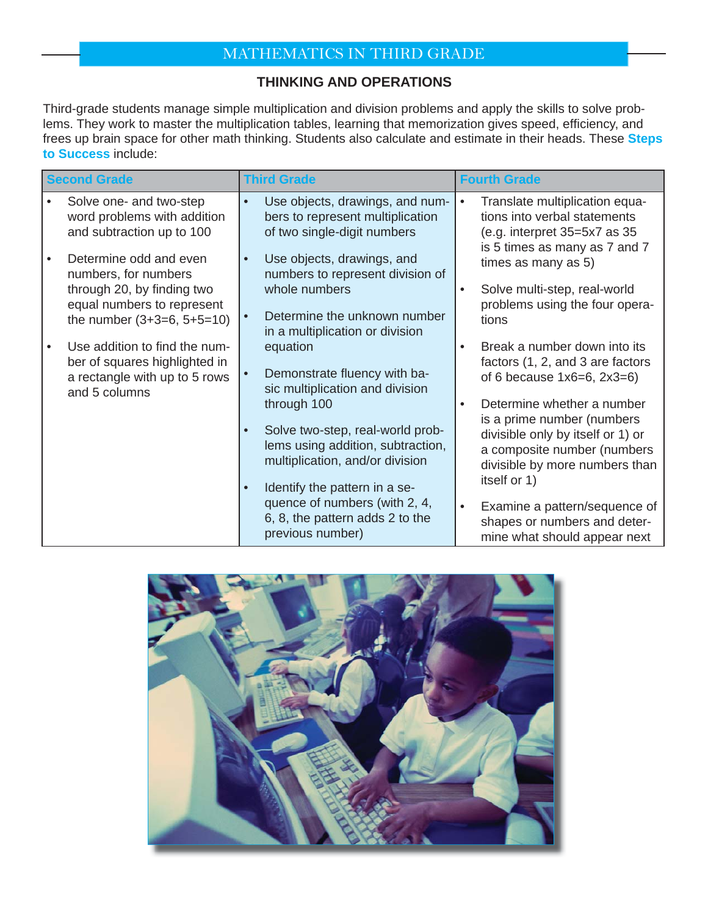# MATHEMATICS IN THIRD GRADE

## THINKING AND OPERATIONS

Third-grade students manage simple multiplication and division problems and apply the skills to solve problems. They work to master the multiplication tables, learning that memorization gives speed, efficiency, and frees up brain space for other math thinking. Students also calculate and estimate in their heads. These **Steps to Success** include:

| Second Grade | Third Grade | Fourth Grade |
| --- | --- | --- |
| • Solve one- and two-step word problems with addition and subtraction up to 100<br>• Determine odd and even numbers, for numbers through 20, by finding two equal numbers to represent the number (3+3=6, 5+5=10)<br>• Use addition to find the number of squares highlighted in a rectangle with up to 5 rows and 5 columns | • Use objects, drawings, and numbers to represent multiplication of two single-digit numbers<br>• Use objects, drawings, and numbers to represent division of whole numbers<br>• Determine the unknown number in a multiplication or division equation<br>• Demonstrate fluency with basic multiplication and division through 100<br>• Solve two-step, real-world problems using addition, subtraction, multiplication, and/or division<br>• Identify the pattern in a sequence of numbers (with 2, 4, 6, 8, the pattern adds 2 to the previous number) | • Translate multiplication equations into verbal statements (e.g. interpret 35=5x7 as 35 is 5 times as many as 7 and 7 times as many as 5)<br>• Solve multi-step, real-world problems using the four operations<br>• Break a number down into its factors (1, 2, and 3 are factors of 6 because 1x6=6, 2x3=6)<br>• Determine whether a number is a prime number (numbers divisible only by itself or 1) or a composite number (numbers divisible by more numbers than itself or 1)<br>• Examine a pattern/sequence of shapes or numbers and determine what should appear next |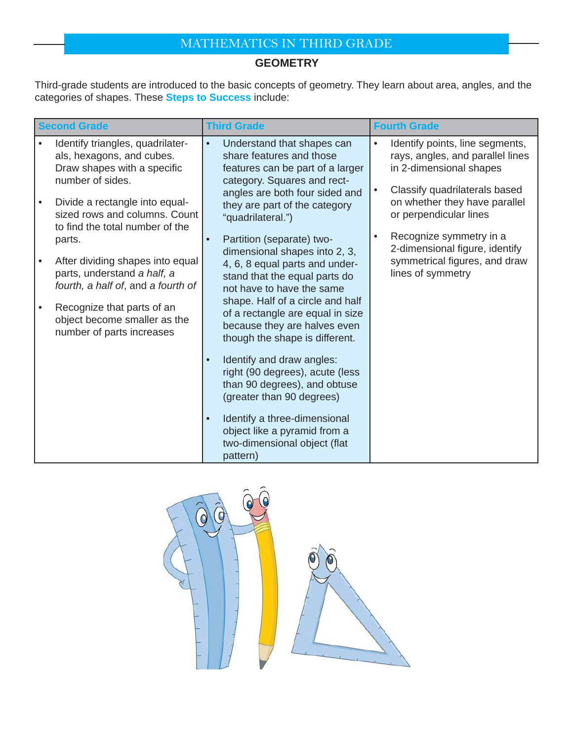## MATHEMATICS IN THIRD GRADE

### GEOMETRY

Third-grade students are introduced to the basic concepts of geometry. They learn about area, angles, and the categories of shapes. These **Steps to Success** include:

| Second Grade | Third Grade | Fourth Grade |
|---|---|---|
| • Identify triangles, quadrilaterals, hexagons, and cubes. Draw shapes with a specific number of sides.<br>• Divide a rectangle into equal-sized rows and columns. Count to find the total number of the parts.<br>• After dividing shapes into equal parts, understand *a half, a fourth, a half of*, and *a fourth of*<br>• Recognize that parts of an object become smaller as the number of parts increases | • Understand that shapes can share features and those features can be part of a larger category. Squares and rectangles are both four sided and they are part of the category "quadrilateral.")<br>• Partition (separate) two-dimensional shapes into 2, 3, 4, 6, 8 equal parts and understand that the equal parts do not have to have the same shape. Half of a circle and half of a rectangle are equal in size because they are halves even though the shape is different.<br>• Identify and draw angles: right (90 degrees), acute (less than 90 degrees), and obtuse (greater than 90 degrees)<br>• Identify a three-dimensional object like a pyramid from a two-dimensional object (flat pattern) | • Identify points, line segments, rays, angles, and parallel lines in 2-dimensional shapes<br>• Classify quadrilaterals based on whether they have parallel or perpendicular lines<br>• Recognize symmetry in a 2-dimensional figure, identify symmetrical figures, and draw lines of symmetry |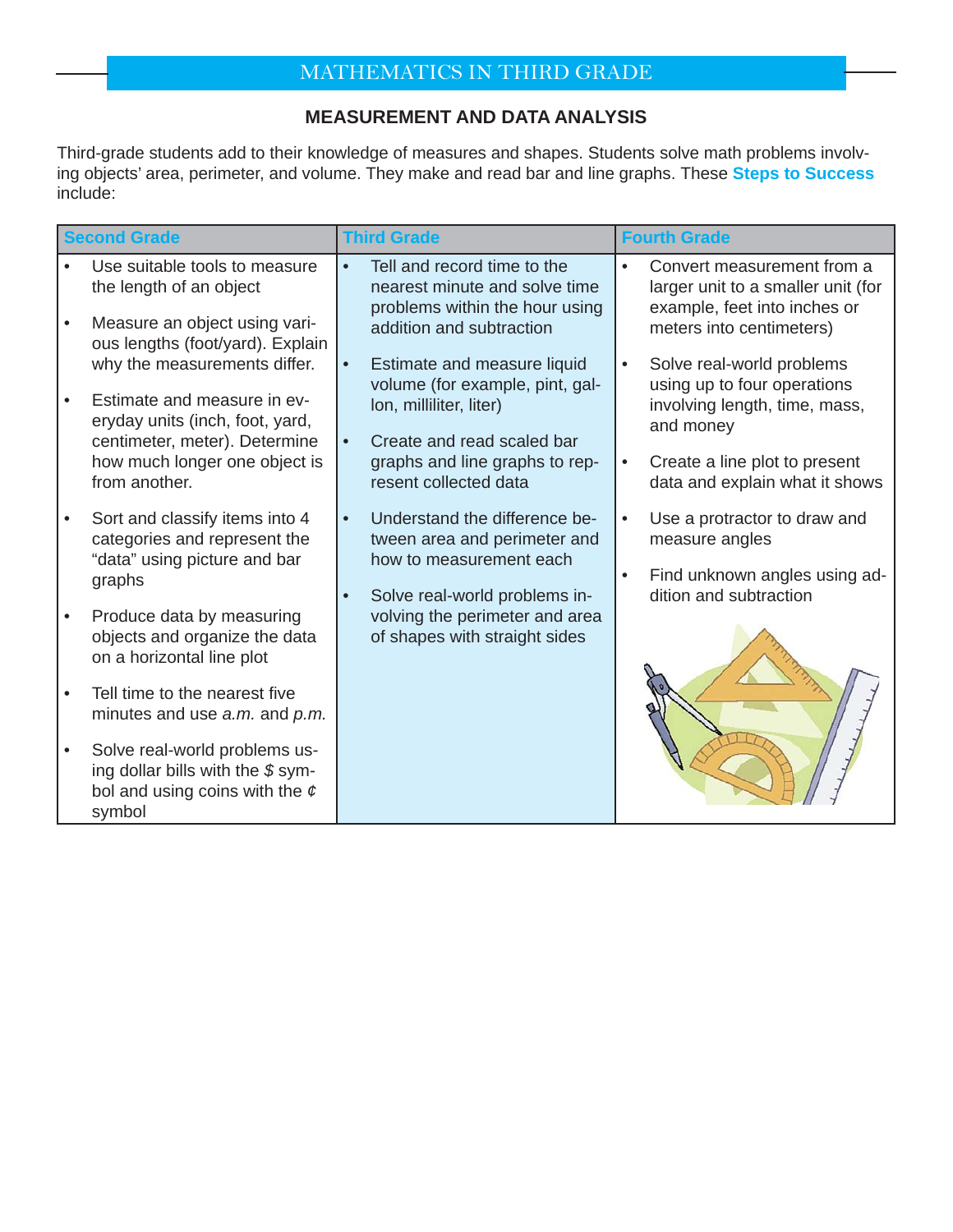## MATHEMATICS IN THIRD GRADE

### MEASUREMENT AND DATA ANALYSIS

Third-grade students add to their knowledge of measures and shapes. Students solve math problems involving objects' area, perimeter, and volume. They make and read bar and line graphs. These **Steps to Success** include:

| Second Grade | Third Grade | Fourth Grade |
| --- | --- | --- |
| • Use suitable tools to measure the length of an object<br>• Measure an object using various lengths (foot/yard). Explain why the measurements differ.<br>• Estimate and measure in everyday units (inch, foot, yard, centimeter, meter). Determine how much longer one object is from another.<br>• Sort and classify items into 4 categories and represent the "data" using picture and bar graphs<br>• Produce data by measuring objects and organize the data on a horizontal line plot<br>• Tell time to the nearest five minutes and use *a.m.* and *p.m.*<br>• Solve real-world problems using dollar bills with the *$* symbol and using coins with the *¢* symbol | • Tell and record time to the nearest minute and solve time problems within the hour using addition and subtraction<br>• Estimate and measure liquid volume (for example, pint, gallon, milliliter, liter)<br>• Create and read scaled bar graphs and line graphs to represent collected data<br>• Understand the difference between area and perimeter and how to measurement each<br>• Solve real-world problems involving the perimeter and area of shapes with straight sides | • Convert measurement from a larger unit to a smaller unit (for example, feet into inches or meters into centimeters)<br>• Solve real-world problems using up to four operations involving length, time, mass, and money<br>• Create a line plot to present data and explain what it shows<br>• Use a protractor to draw and measure angles<br>• Find unknown angles using addition and subtraction |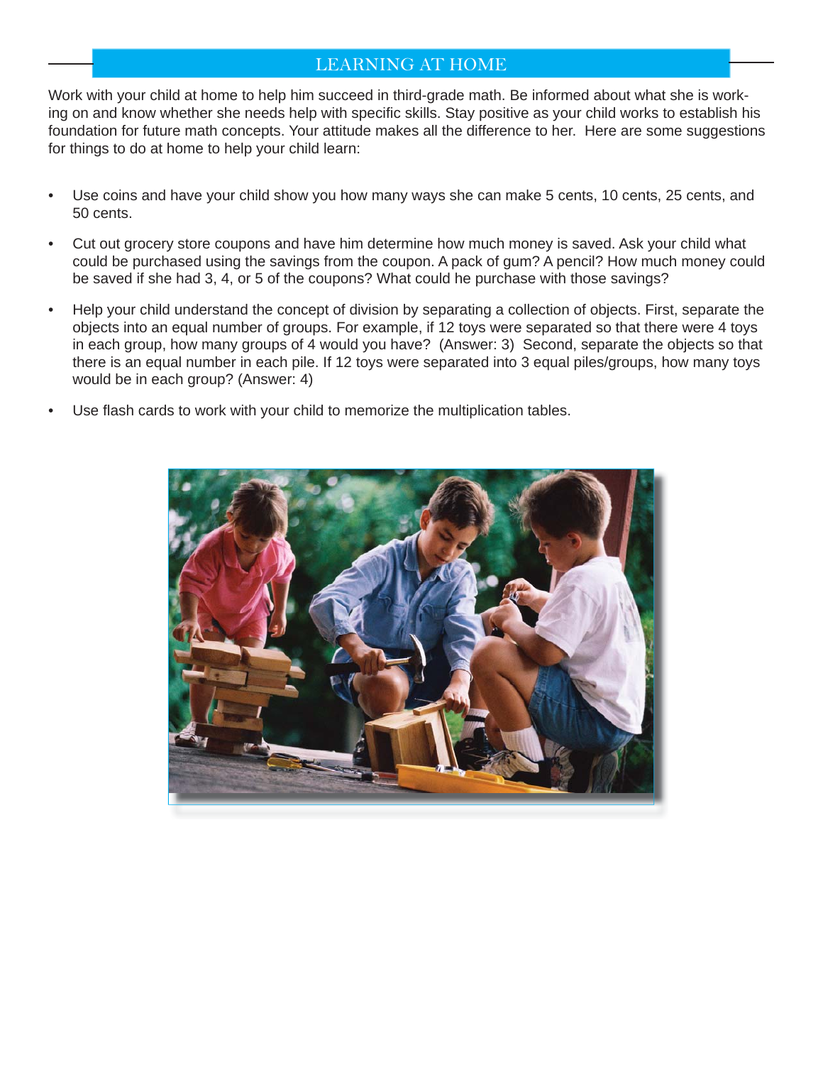## LEARNING AT HOME

Work with your child at home to help him succeed in third-grade math. Be informed about what she is working on and know whether she needs help with specific skills. Stay positive as your child works to establish his foundation for future math concepts. Your attitude makes all the difference to her. Here are some suggestions for things to do at home to help your child learn:

- Use coins and have your child show you how many ways she can make 5 cents, 10 cents, 25 cents, and 50 cents.
- Cut out grocery store coupons and have him determine how much money is saved. Ask your child what could be purchased using the savings from the coupon. A pack of gum? A pencil? How much money could be saved if she had 3, 4, or 5 of the coupons? What could he purchase with those savings?
- Help your child understand the concept of division by separating a collection of objects. First, separate the objects into an equal number of groups. For example, if 12 toys were separated so that there were 4 toys in each group, how many groups of 4 would you have? (Answer: 3) Second, separate the objects so that there is an equal number in each pile. If 12 toys were separated into 3 equal piles/groups, how many toys would be in each group? (Answer: 4)
- Use flash cards to work with your child to memorize the multiplication tables.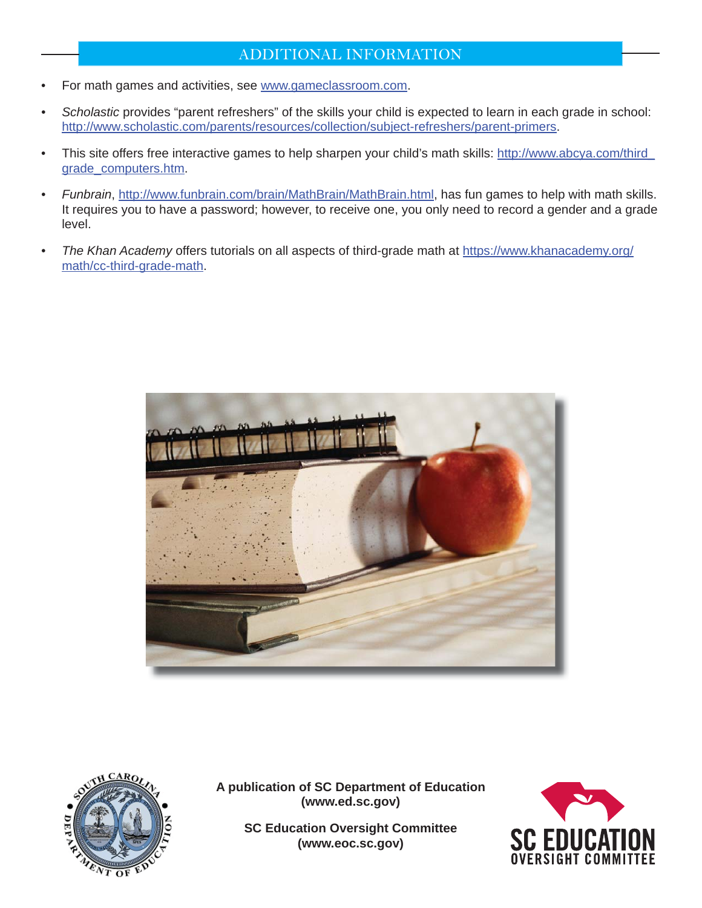## ADDITIONAL INFORMATION

- For math games and activities, see www.gameclassroom.com.
- *Scholastic* provides "parent refreshers" of the skills your child is expected to learn in each grade in school: http://www.scholastic.com/parents/resources/collection/subject-refreshers/parent-primers.
- This site offers free interactive games to help sharpen your child's math skills: http://www.abcya.com/third_grade_computers.htm.
- *Funbrain*, http://www.funbrain.com/brain/MathBrain/MathBrain.html, has fun games to help with math skills. It requires you to have a password; however, to receive one, you only need to record a gender and a grade level.
- *The Khan Academy* offers tutorials on all aspects of third-grade math at https://www.khanacademy.org/math/cc-third-grade-math.

**A publication of SC Department of Education (www.ed.sc.gov)**

**SC Education Oversight Committee (www.eoc.sc.gov)**